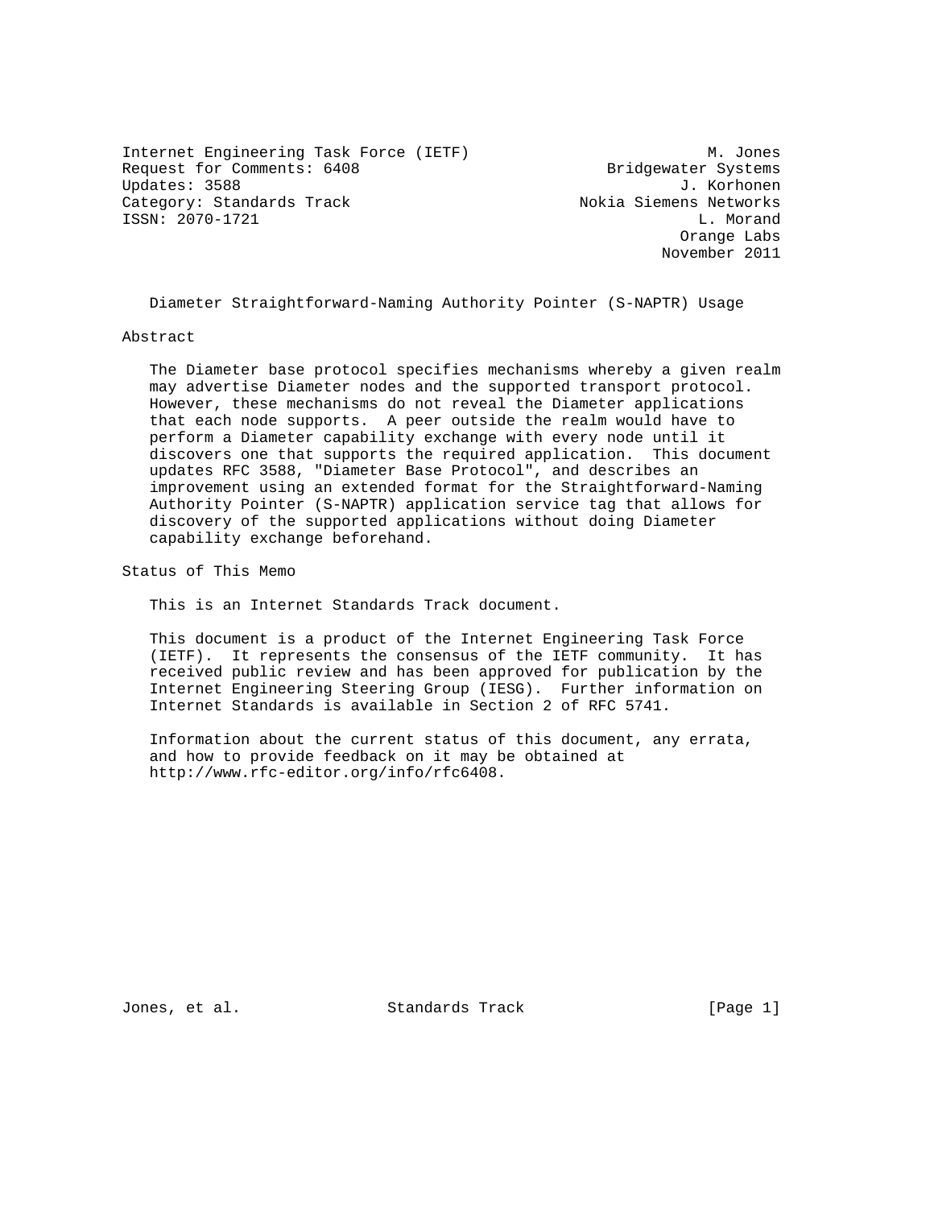Internet Engineering Task Force (IETF) M. Jones
Request for Comments: 6408 Bridgewater Systems
Updates: 3588 J. Korhonen
Category: Standards Track Nokia Siemens Networks
ISSN: 2070-1721 L. Morand
Orange Labs
November 2011

# Diameter Straightforward-Naming Authority Pointer (S-NAPTR) Usage

## Abstract

The Diameter base protocol specifies mechanisms whereby a given realm may advertise Diameter nodes and the supported transport protocol. However, these mechanisms do not reveal the Diameter applications that each node supports. A peer outside the realm would have to perform a Diameter capability exchange with every node until it discovers one that supports the required application. This document updates RFC 3588, "Diameter Base Protocol", and describes an improvement using an extended format for the Straightforward-Naming Authority Pointer (S-NAPTR) application service tag that allows for discovery of the supported applications without doing Diameter capability exchange beforehand.

## Status of This Memo

This is an Internet Standards Track document.

This document is a product of the Internet Engineering Task Force (IETF). It represents the consensus of the IETF community. It has received public review and has been approved for publication by the Internet Engineering Steering Group (IESG). Further information on Internet Standards is available in Section 2 of RFC 5741.

Information about the current status of this document, any errata, and how to provide feedback on it may be obtained at http://www.rfc-editor.org/info/rfc6408.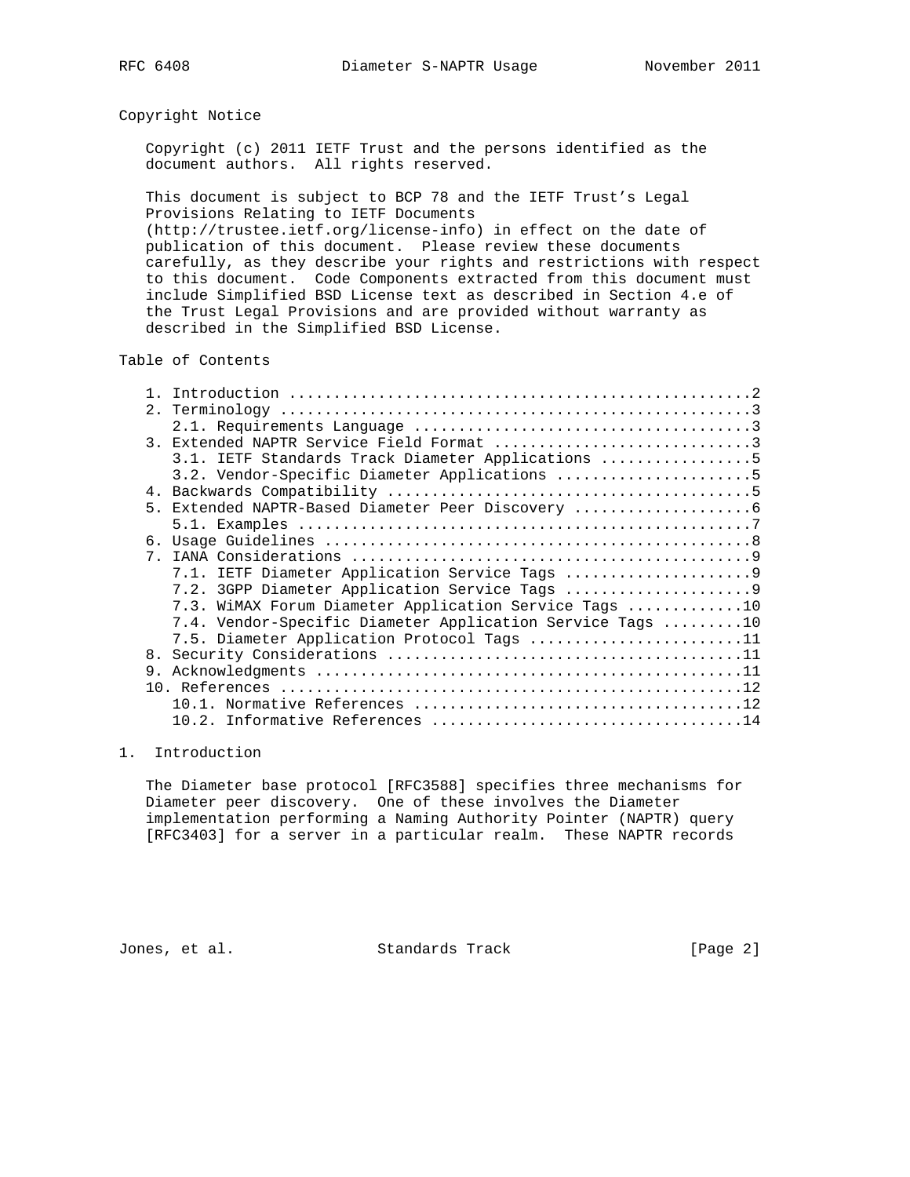## Copyright Notice

Copyright (c) 2011 IETF Trust and the persons identified as the document authors. All rights reserved.

This document is subject to BCP 78 and the IETF Trust's Legal Provisions Relating to IETF Documents (http://trustee.ietf.org/license-info) in effect on the date of publication of this document. Please review these documents carefully, as they describe your rights and restrictions with respect to this document. Code Components extracted from this document must include Simplified BSD License text as described in Section 4.e of the Trust Legal Provisions and are provided without warranty as described in the Simplified BSD License.

## Table of Contents

```
   1. Introduction ....................................................2
   2. Terminology .....................................................3
      2.1. Requirements Language ......................................3
   3. Extended NAPTR Service Field Format .............................3
      3.1. IETF Standards Track Diameter Applications .................5
      3.2. Vendor-Specific Diameter Applications ......................5
   4. Backwards Compatibility .........................................5
   5. Extended NAPTR-Based Diameter Peer Discovery ....................6
      5.1. Examples ...................................................7
   6. Usage Guidelines ................................................8
   7. IANA Considerations .............................................9
      7.1. IETF Diameter Application Service Tags .....................9
      7.2. 3GPP Diameter Application Service Tags .....................9
      7.3. WiMAX Forum Diameter Application Service Tags .............10
      7.4. Vendor-Specific Diameter Application Service Tags .........10
      7.5. Diameter Application Protocol Tags ........................11
   8. Security Considerations ........................................11
   9. Acknowledgments ................................................11
   10. References ....................................................12
      10.1. Normative References .....................................12
      10.2. Informative References ...................................14
```

## 1. Introduction

The Diameter base protocol [RFC3588] specifies three mechanisms for Diameter peer discovery. One of these involves the Diameter implementation performing a Naming Authority Pointer (NAPTR) query [RFC3403] for a server in a particular realm. These NAPTR records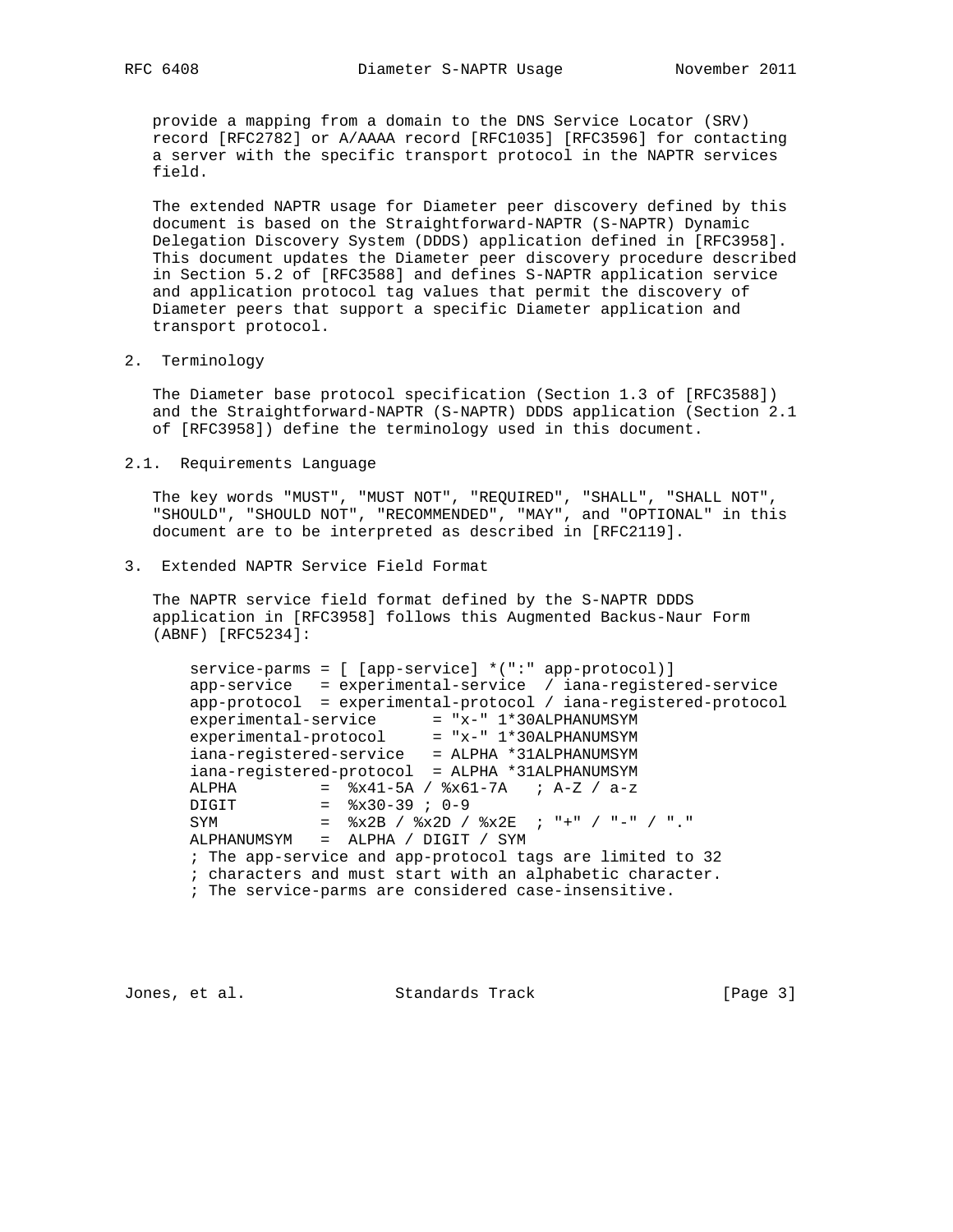provide a mapping from a domain to the DNS Service Locator (SRV) record [RFC2782] or A/AAAA record [RFC1035] [RFC3596] for contacting a server with the specific transport protocol in the NAPTR services field.

The extended NAPTR usage for Diameter peer discovery defined by this document is based on the Straightforward-NAPTR (S-NAPTR) Dynamic Delegation Discovery System (DDDS) application defined in [RFC3958]. This document updates the Diameter peer discovery procedure described in Section 5.2 of [RFC3588] and defines S-NAPTR application service and application protocol tag values that permit the discovery of Diameter peers that support a specific Diameter application and transport protocol.

## 2. Terminology

The Diameter base protocol specification (Section 1.3 of [RFC3588]) and the Straightforward-NAPTR (S-NAPTR) DDDS application (Section 2.1 of [RFC3958]) define the terminology used in this document.

### 2.1. Requirements Language

The key words "MUST", "MUST NOT", "REQUIRED", "SHALL", "SHALL NOT", "SHOULD", "SHOULD NOT", "RECOMMENDED", "MAY", and "OPTIONAL" in this document are to be interpreted as described in [RFC2119].

## 3. Extended NAPTR Service Field Format

The NAPTR service field format defined by the S-NAPTR DDDS application in [RFC3958] follows this Augmented Backus-Naur Form (ABNF) [RFC5234]:

```
service-parms = [ [app-service] *(":" app-protocol)]
app-service   = experimental-service  / iana-registered-service
app-protocol  = experimental-protocol / iana-registered-protocol
experimental-service      = "x-" 1*30ALPHANUMSYM
experimental-protocol     = "x-" 1*30ALPHANUMSYM
iana-registered-service   = ALPHA *31ALPHANUMSYM
iana-registered-protocol  = ALPHA *31ALPHANUMSYM
ALPHA         =  %x41-5A / %x61-7A   ; A-Z / a-z
DIGIT         =  %x30-39 ; 0-9
SYM           =  %x2B / %x2D / %x2E  ; "+" / "-" / "."
ALPHANUMSYM   =  ALPHA / DIGIT / SYM
; The app-service and app-protocol tags are limited to 32
; characters and must start with an alphabetic character.
; The service-parms are considered case-insensitive.
```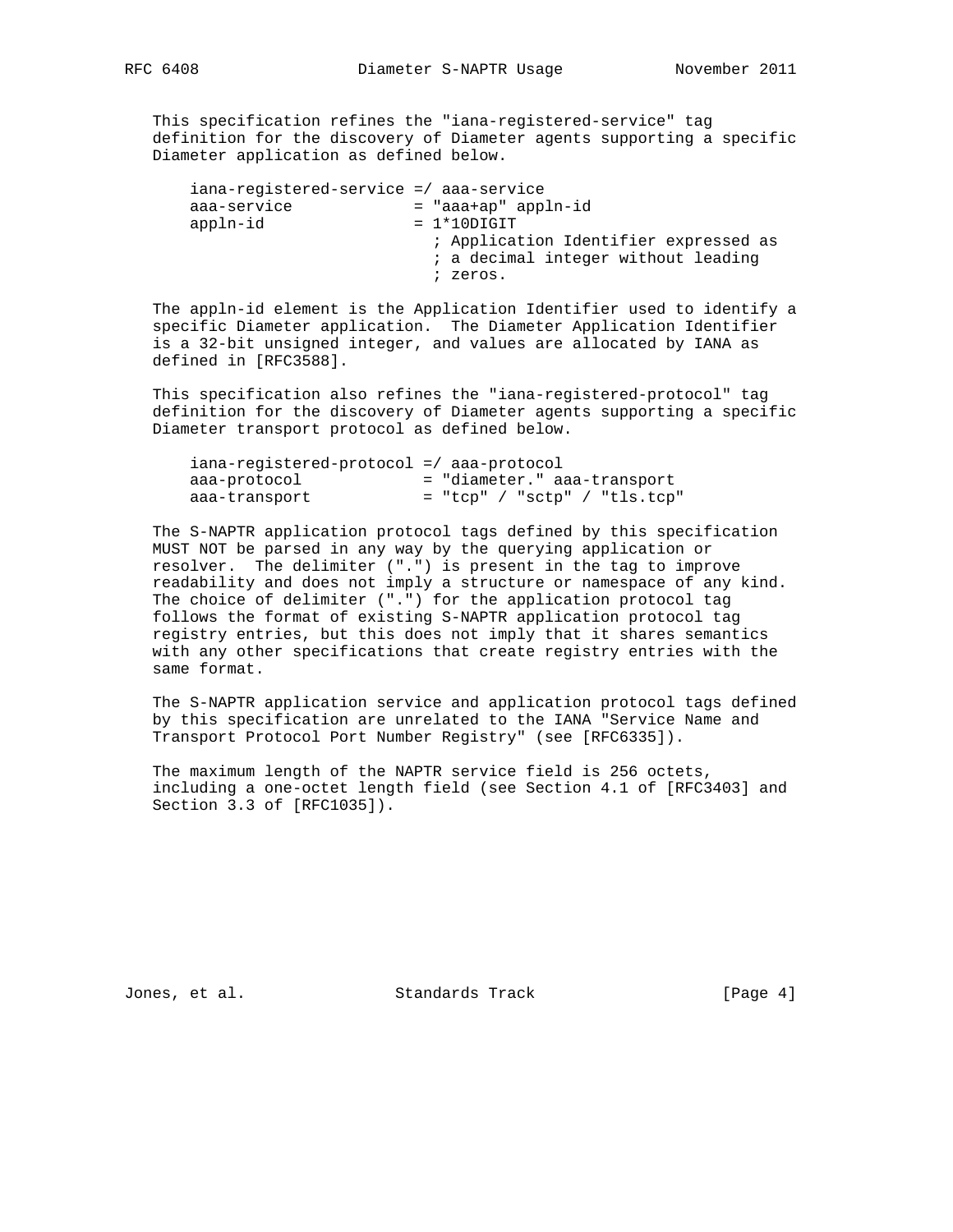This specification refines the "iana-registered-service" tag definition for the discovery of Diameter agents supporting a specific Diameter application as defined below.

```
iana-registered-service =/ aaa-service
aaa-service             = "aaa+ap" appln-id
appln-id                = 1*10DIGIT
                          ; Application Identifier expressed as
                          ; a decimal integer without leading
                          ; zeros.
```

The appln-id element is the Application Identifier used to identify a specific Diameter application. The Diameter Application Identifier is a 32-bit unsigned integer, and values are allocated by IANA as defined in [RFC3588].

This specification also refines the "iana-registered-protocol" tag definition for the discovery of Diameter agents supporting a specific Diameter transport protocol as defined below.

```
iana-registered-protocol =/ aaa-protocol
aaa-protocol             = "diameter." aaa-transport
aaa-transport            = "tcp" / "sctp" / "tls.tcp"
```

The S-NAPTR application protocol tags defined by this specification MUST NOT be parsed in any way by the querying application or resolver. The delimiter (".") is present in the tag to improve readability and does not imply a structure or namespace of any kind. The choice of delimiter (".") for the application protocol tag follows the format of existing S-NAPTR application protocol tag registry entries, but this does not imply that it shares semantics with any other specifications that create registry entries with the same format.

The S-NAPTR application service and application protocol tags defined by this specification are unrelated to the IANA "Service Name and Transport Protocol Port Number Registry" (see [RFC6335]).

The maximum length of the NAPTR service field is 256 octets, including a one-octet length field (see Section 4.1 of [RFC3403] and Section 3.3 of [RFC1035]).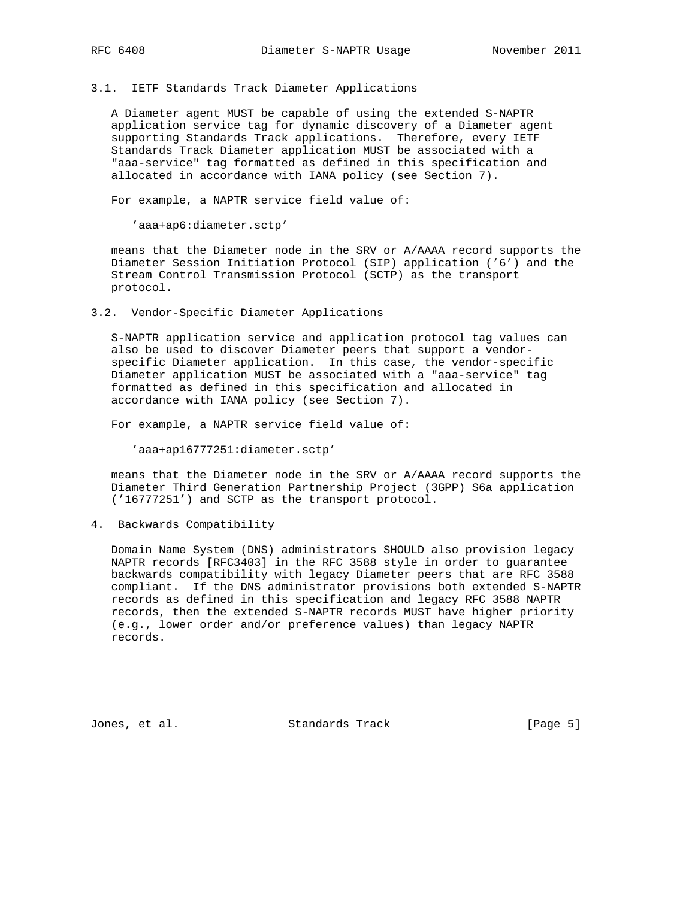### 3.1. IETF Standards Track Diameter Applications

A Diameter agent MUST be capable of using the extended S-NAPTR application service tag for dynamic discovery of a Diameter agent supporting Standards Track applications. Therefore, every IETF Standards Track Diameter application MUST be associated with a "aaa-service" tag formatted as defined in this specification and allocated in accordance with IANA policy (see Section 7).

For example, a NAPTR service field value of:

```
'aaa+ap6:diameter.sctp'
```

means that the Diameter node in the SRV or A/AAAA record supports the Diameter Session Initiation Protocol (SIP) application ('6') and the Stream Control Transmission Protocol (SCTP) as the transport protocol.

### 3.2. Vendor-Specific Diameter Applications

S-NAPTR application service and application protocol tag values can also be used to discover Diameter peers that support a vendor-specific Diameter application. In this case, the vendor-specific Diameter application MUST be associated with a "aaa-service" tag formatted as defined in this specification and allocated in accordance with IANA policy (see Section 7).

For example, a NAPTR service field value of:

```
'aaa+ap16777251:diameter.sctp'
```

means that the Diameter node in the SRV or A/AAAA record supports the Diameter Third Generation Partnership Project (3GPP) S6a application ('16777251') and SCTP as the transport protocol.

## 4. Backwards Compatibility

Domain Name System (DNS) administrators SHOULD also provision legacy NAPTR records [RFC3403] in the RFC 3588 style in order to guarantee backwards compatibility with legacy Diameter peers that are RFC 3588 compliant. If the DNS administrator provisions both extended S-NAPTR records as defined in this specification and legacy RFC 3588 NAPTR records, then the extended S-NAPTR records MUST have higher priority (e.g., lower order and/or preference values) than legacy NAPTR records.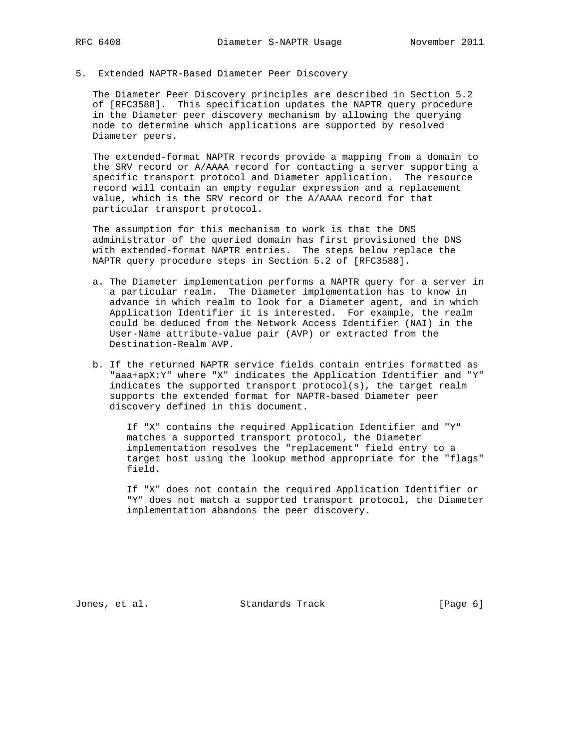## 5. Extended NAPTR-Based Diameter Peer Discovery

The Diameter Peer Discovery principles are described in Section 5.2 of [RFC3588]. This specification updates the NAPTR query procedure in the Diameter peer discovery mechanism by allowing the querying node to determine which applications are supported by resolved Diameter peers.

The extended-format NAPTR records provide a mapping from a domain to the SRV record or A/AAAA record for contacting a server supporting a specific transport protocol and Diameter application. The resource record will contain an empty regular expression and a replacement value, which is the SRV record or the A/AAAA record for that particular transport protocol.

The assumption for this mechanism to work is that the DNS administrator of the queried domain has first provisioned the DNS with extended-format NAPTR entries. The steps below replace the NAPTR query procedure steps in Section 5.2 of [RFC3588].

a. The Diameter implementation performs a NAPTR query for a server in a particular realm. The Diameter implementation has to know in advance in which realm to look for a Diameter agent, and in which Application Identifier it is interested. For example, the realm could be deduced from the Network Access Identifier (NAI) in the User-Name attribute-value pair (AVP) or extracted from the Destination-Realm AVP.

b. If the returned NAPTR service fields contain entries formatted as "aaa+apX:Y" where "X" indicates the Application Identifier and "Y" indicates the supported transport protocol(s), the target realm supports the extended format for NAPTR-based Diameter peer discovery defined in this document.

   If "X" contains the required Application Identifier and "Y" matches a supported transport protocol, the Diameter implementation resolves the "replacement" field entry to a target host using the lookup method appropriate for the "flags" field.

   If "X" does not contain the required Application Identifier or "Y" does not match a supported transport protocol, the Diameter implementation abandons the peer discovery.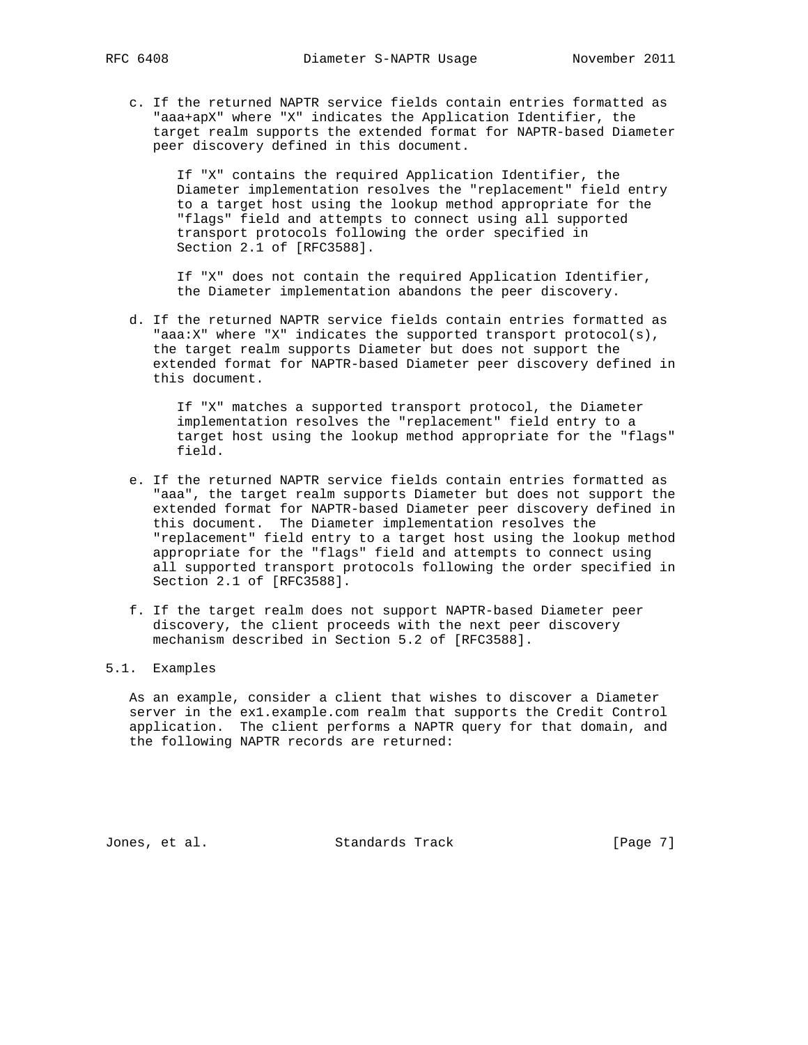c. If the returned NAPTR service fields contain entries formatted as "aaa+apX" where "X" indicates the Application Identifier, the target realm supports the extended format for NAPTR-based Diameter peer discovery defined in this document.

   If "X" contains the required Application Identifier, the Diameter implementation resolves the "replacement" field entry to a target host using the lookup method appropriate for the "flags" field and attempts to connect using all supported transport protocols following the order specified in Section 2.1 of [RFC3588].

   If "X" does not contain the required Application Identifier, the Diameter implementation abandons the peer discovery.

d. If the returned NAPTR service fields contain entries formatted as "aaa:X" where "X" indicates the supported transport protocol(s), the target realm supports Diameter but does not support the extended format for NAPTR-based Diameter peer discovery defined in this document.

   If "X" matches a supported transport protocol, the Diameter implementation resolves the "replacement" field entry to a target host using the lookup method appropriate for the "flags" field.

e. If the returned NAPTR service fields contain entries formatted as "aaa", the target realm supports Diameter but does not support the extended format for NAPTR-based Diameter peer discovery defined in this document. The Diameter implementation resolves the "replacement" field entry to a target host using the lookup method appropriate for the "flags" field and attempts to connect using all supported transport protocols following the order specified in Section 2.1 of [RFC3588].

f. If the target realm does not support NAPTR-based Diameter peer discovery, the client proceeds with the next peer discovery mechanism described in Section 5.2 of [RFC3588].

## 5.1. Examples

As an example, consider a client that wishes to discover a Diameter server in the ex1.example.com realm that supports the Credit Control application. The client performs a NAPTR query for that domain, and the following NAPTR records are returned: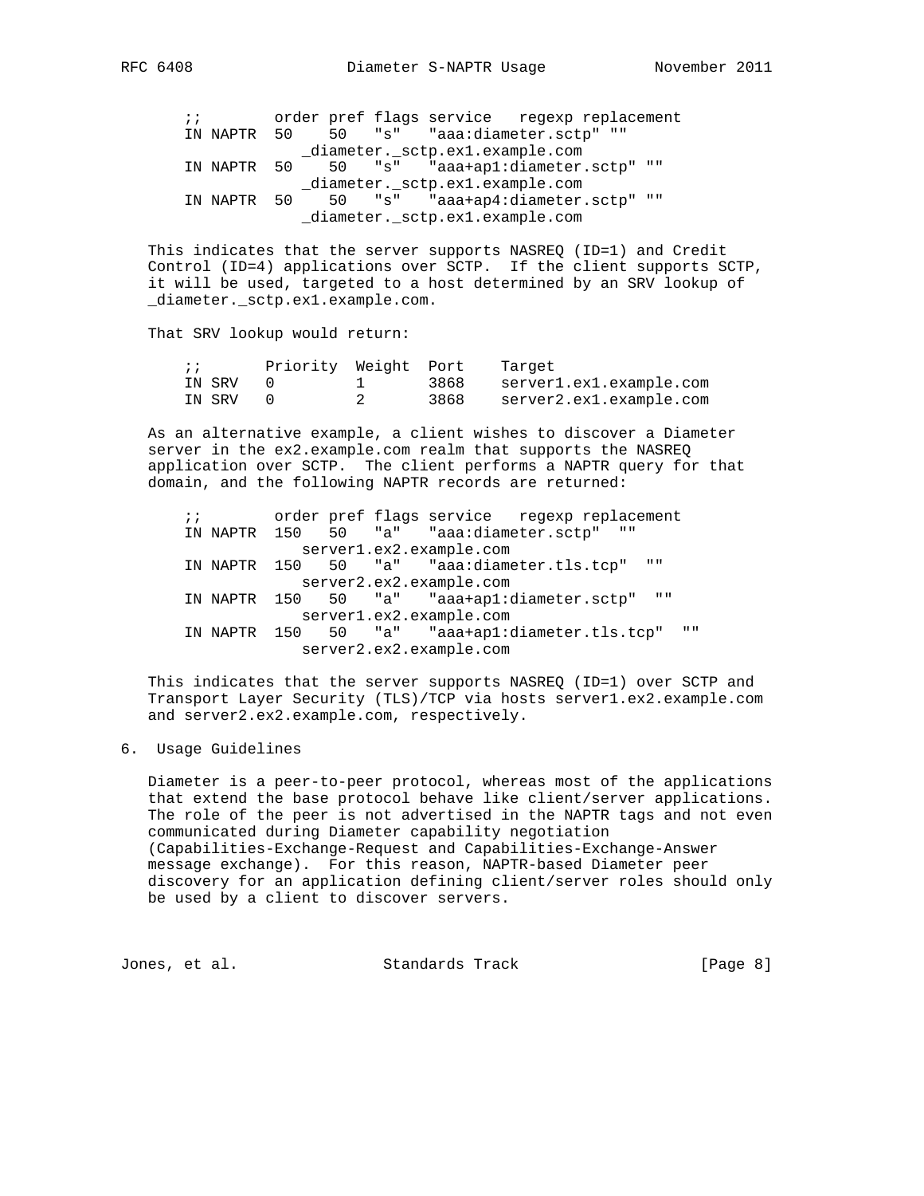```
;;        order pref flags service   regexp replacement
IN NAPTR  50    50   "s"   "aaa:diameter.sctp" ""
              _diameter._sctp.ex1.example.com
IN NAPTR  50    50   "s"   "aaa+ap1:diameter.sctp" ""
              _diameter._sctp.ex1.example.com
IN NAPTR  50    50   "s"   "aaa+ap4:diameter.sctp" ""
              _diameter._sctp.ex1.example.com
```

This indicates that the server supports NASREQ (ID=1) and Credit Control (ID=4) applications over SCTP. If the client supports SCTP, it will be used, targeted to a host determined by an SRV lookup of _diameter._sctp.ex1.example.com.

That SRV lookup would return:

```
;;       Priority  Weight  Port    Target
IN SRV   0         1       3868    server1.ex1.example.com
IN SRV   0         2       3868    server2.ex1.example.com
```

As an alternative example, a client wishes to discover a Diameter server in the ex2.example.com realm that supports the NASREQ application over SCTP. The client performs a NAPTR query for that domain, and the following NAPTR records are returned:

```
;;        order pref flags service   regexp replacement
IN NAPTR  150   50   "a"   "aaa:diameter.sctp"  ""
             server1.ex2.example.com
IN NAPTR  150   50   "a"   "aaa:diameter.tls.tcp"  ""
             server2.ex2.example.com
IN NAPTR  150   50   "a"   "aaa+ap1:diameter.sctp"  ""
             server1.ex2.example.com
IN NAPTR  150   50   "a"   "aaa+ap1:diameter.tls.tcp"  ""
             server2.ex2.example.com
```

This indicates that the server supports NASREQ (ID=1) over SCTP and Transport Layer Security (TLS)/TCP via hosts server1.ex2.example.com and server2.ex2.example.com, respectively.

## 6. Usage Guidelines

Diameter is a peer-to-peer protocol, whereas most of the applications that extend the base protocol behave like client/server applications. The role of the peer is not advertised in the NAPTR tags and not even communicated during Diameter capability negotiation (Capabilities-Exchange-Request and Capabilities-Exchange-Answer message exchange). For this reason, NAPTR-based Diameter peer discovery for an application defining client/server roles should only be used by a client to discover servers.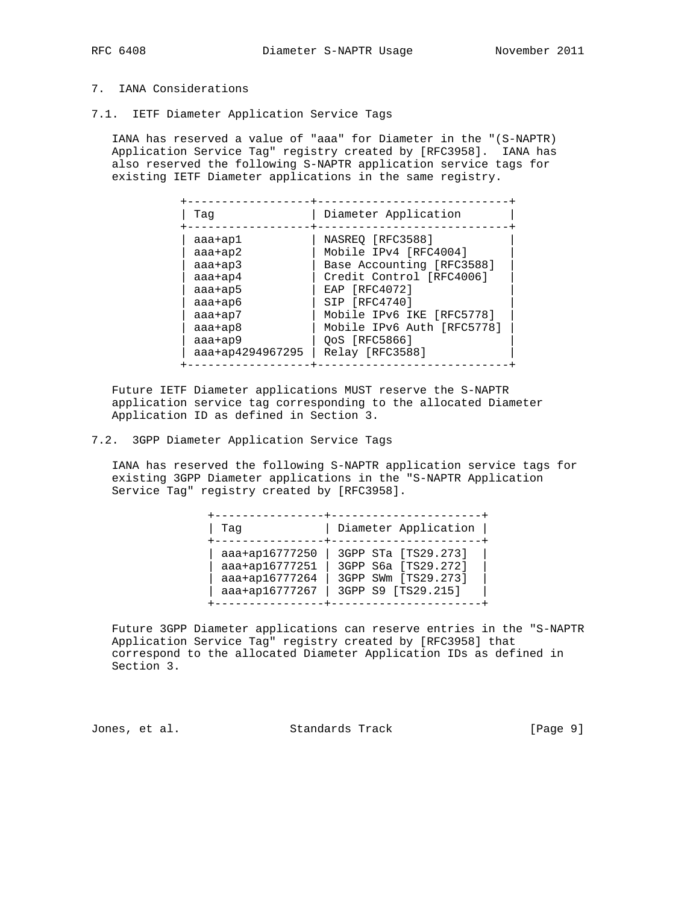## 7. IANA Considerations

### 7.1. IETF Diameter Application Service Tags

IANA has reserved a value of "aaa" for Diameter in the "(S-NAPTR) Application Service Tag" registry created by [RFC3958]. IANA has also reserved the following S-NAPTR application service tags for existing IETF Diameter applications in the same registry.

| Tag | Diameter Application |
|---|---|
| aaa+ap1 | NASREQ [RFC3588] |
| aaa+ap2 | Mobile IPv4 [RFC4004] |
| aaa+ap3 | Base Accounting [RFC3588] |
| aaa+ap4 | Credit Control [RFC4006] |
| aaa+ap5 | EAP [RFC4072] |
| aaa+ap6 | SIP [RFC4740] |
| aaa+ap7 | Mobile IPv6 IKE [RFC5778] |
| aaa+ap8 | Mobile IPv6 Auth [RFC5778] |
| aaa+ap9 | QoS [RFC5866] |
| aaa+ap4294967295 | Relay [RFC3588] |

Future IETF Diameter applications MUST reserve the S-NAPTR application service tag corresponding to the allocated Diameter Application ID as defined in Section 3.

### 7.2. 3GPP Diameter Application Service Tags

IANA has reserved the following S-NAPTR application service tags for existing 3GPP Diameter applications in the "S-NAPTR Application Service Tag" registry created by [RFC3958].

| Tag | Diameter Application |
|---|---|
| aaa+ap16777250 | 3GPP STa [TS29.273] |
| aaa+ap16777251 | 3GPP S6a [TS29.272] |
| aaa+ap16777264 | 3GPP SWm [TS29.273] |
| aaa+ap16777267 | 3GPP S9 [TS29.215] |

Future 3GPP Diameter applications can reserve entries in the "S-NAPTR Application Service Tag" registry created by [RFC3958] that correspond to the allocated Diameter Application IDs as defined in Section 3.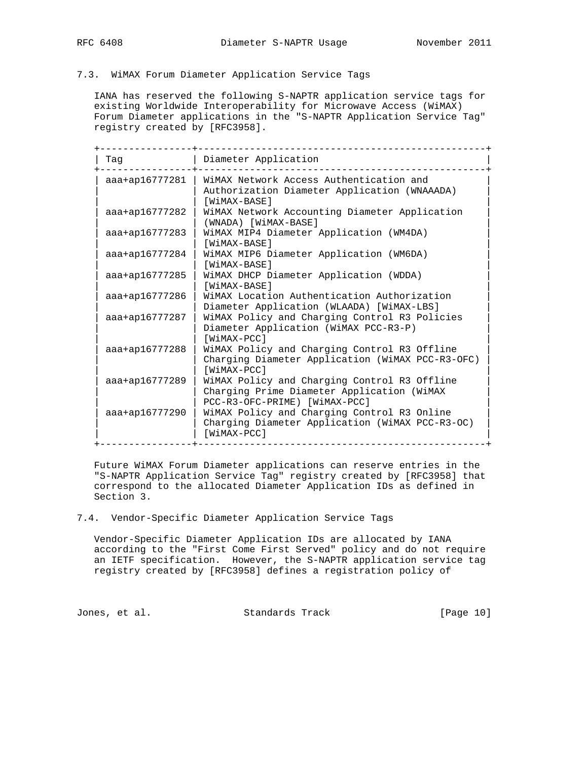### 7.3. WiMAX Forum Diameter Application Service Tags

IANA has reserved the following S-NAPTR application service tags for existing Worldwide Interoperability for Microwave Access (WiMAX) Forum Diameter applications in the "S-NAPTR Application Service Tag" registry created by [RFC3958].

| Tag | Diameter Application |
|---|---|
| aaa+ap16777281 | WiMAX Network Access Authentication and Authorization Diameter Application (WNAAADA) [WiMAX-BASE] |
| aaa+ap16777282 | WiMAX Network Accounting Diameter Application (WNADA) [WiMAX-BASE] |
| aaa+ap16777283 | WiMAX MIP4 Diameter Application (WM4DA) [WiMAX-BASE] |
| aaa+ap16777284 | WiMAX MIP6 Diameter Application (WM6DA) [WiMAX-BASE] |
| aaa+ap16777285 | WiMAX DHCP Diameter Application (WDDA) [WiMAX-BASE] |
| aaa+ap16777286 | WiMAX Location Authentication Authorization Diameter Application (WLAADA) [WiMAX-LBS] |
| aaa+ap16777287 | WiMAX Policy and Charging Control R3 Policies Diameter Application (WiMAX PCC-R3-P) [WiMAX-PCC] |
| aaa+ap16777288 | WiMAX Policy and Charging Control R3 Offline Charging Diameter Application (WiMAX PCC-R3-OFC) [WiMAX-PCC] |
| aaa+ap16777289 | WiMAX Policy and Charging Control R3 Offline Charging Prime Diameter Application (WiMAX PCC-R3-OFC-PRIME) [WiMAX-PCC] |
| aaa+ap16777290 | WiMAX Policy and Charging Control R3 Online Charging Diameter Application (WiMAX PCC-R3-OC) [WiMAX-PCC] |

Future WiMAX Forum Diameter applications can reserve entries in the "S-NAPTR Application Service Tag" registry created by [RFC3958] that correspond to the allocated Diameter Application IDs as defined in Section 3.

### 7.4. Vendor-Specific Diameter Application Service Tags

Vendor-Specific Diameter Application IDs are allocated by IANA according to the "First Come First Served" policy and do not require an IETF specification. However, the S-NAPTR application service tag registry created by [RFC3958] defines a registration policy of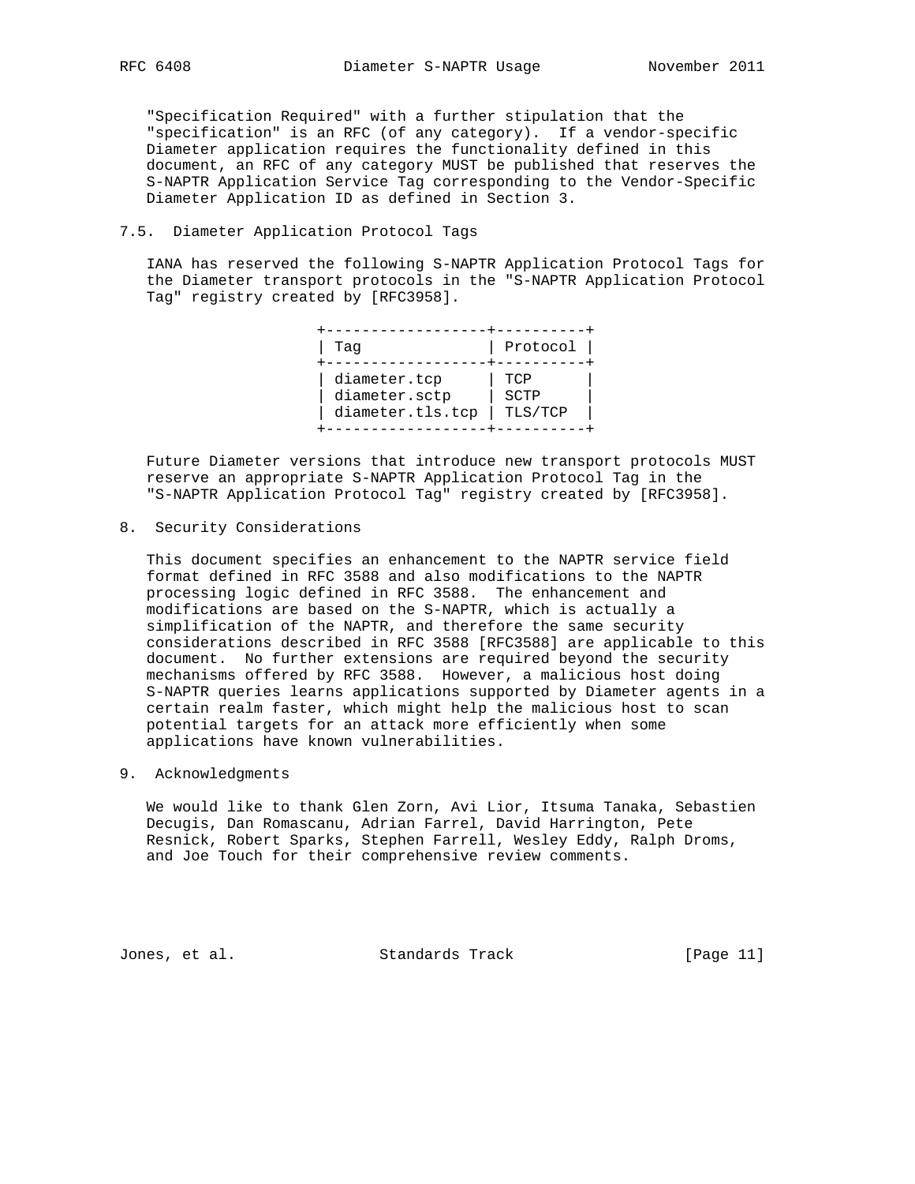"Specification Required" with a further stipulation that the "specification" is an RFC (of any category). If a vendor-specific Diameter application requires the functionality defined in this document, an RFC of any category MUST be published that reserves the S-NAPTR Application Service Tag corresponding to the Vendor-Specific Diameter Application ID as defined in Section 3.

### 7.5. Diameter Application Protocol Tags

IANA has reserved the following S-NAPTR Application Protocol Tags for the Diameter transport protocols in the "S-NAPTR Application Protocol Tag" registry created by [RFC3958].

| Tag | Protocol |
|---|---|
| diameter.tcp | TCP |
| diameter.sctp | SCTP |
| diameter.tls.tcp | TLS/TCP |

Future Diameter versions that introduce new transport protocols MUST reserve an appropriate S-NAPTR Application Protocol Tag in the "S-NAPTR Application Protocol Tag" registry created by [RFC3958].

## 8. Security Considerations

This document specifies an enhancement to the NAPTR service field format defined in RFC 3588 and also modifications to the NAPTR processing logic defined in RFC 3588. The enhancement and modifications are based on the S-NAPTR, which is actually a simplification of the NAPTR, and therefore the same security considerations described in RFC 3588 [RFC3588] are applicable to this document. No further extensions are required beyond the security mechanisms offered by RFC 3588. However, a malicious host doing S-NAPTR queries learns applications supported by Diameter agents in a certain realm faster, which might help the malicious host to scan potential targets for an attack more efficiently when some applications have known vulnerabilities.

## 9. Acknowledgments

We would like to thank Glen Zorn, Avi Lior, Itsuma Tanaka, Sebastien Decugis, Dan Romascanu, Adrian Farrel, David Harrington, Pete Resnick, Robert Sparks, Stephen Farrell, Wesley Eddy, Ralph Droms, and Joe Touch for their comprehensive review comments.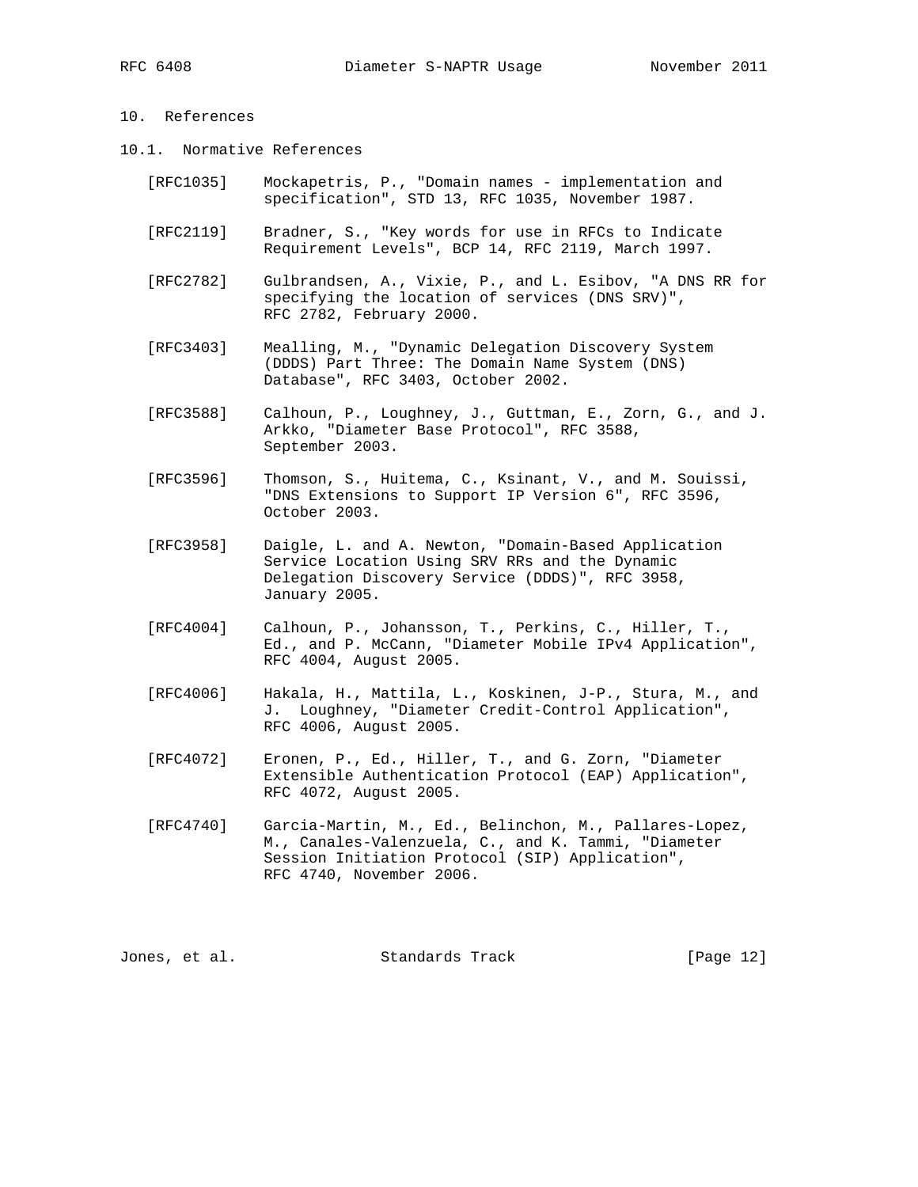## 10. References

### 10.1. Normative References

[RFC1035] Mockapetris, P., "Domain names - implementation and specification", STD 13, RFC 1035, November 1987.

[RFC2119] Bradner, S., "Key words for use in RFCs to Indicate Requirement Levels", BCP 14, RFC 2119, March 1997.

[RFC2782] Gulbrandsen, A., Vixie, P., and L. Esibov, "A DNS RR for specifying the location of services (DNS SRV)", RFC 2782, February 2000.

[RFC3403] Mealling, M., "Dynamic Delegation Discovery System (DDDS) Part Three: The Domain Name System (DNS) Database", RFC 3403, October 2002.

[RFC3588] Calhoun, P., Loughney, J., Guttman, E., Zorn, G., and J. Arkko, "Diameter Base Protocol", RFC 3588, September 2003.

[RFC3596] Thomson, S., Huitema, C., Ksinant, V., and M. Souissi, "DNS Extensions to Support IP Version 6", RFC 3596, October 2003.

[RFC3958] Daigle, L. and A. Newton, "Domain-Based Application Service Location Using SRV RRs and the Dynamic Delegation Discovery Service (DDDS)", RFC 3958, January 2005.

[RFC4004] Calhoun, P., Johansson, T., Perkins, C., Hiller, T., Ed., and P. McCann, "Diameter Mobile IPv4 Application", RFC 4004, August 2005.

[RFC4006] Hakala, H., Mattila, L., Koskinen, J-P., Stura, M., and J. Loughney, "Diameter Credit-Control Application", RFC 4006, August 2005.

[RFC4072] Eronen, P., Ed., Hiller, T., and G. Zorn, "Diameter Extensible Authentication Protocol (EAP) Application", RFC 4072, August 2005.

[RFC4740] Garcia-Martin, M., Ed., Belinchon, M., Pallares-Lopez, M., Canales-Valenzuela, C., and K. Tammi, "Diameter Session Initiation Protocol (SIP) Application", RFC 4740, November 2006.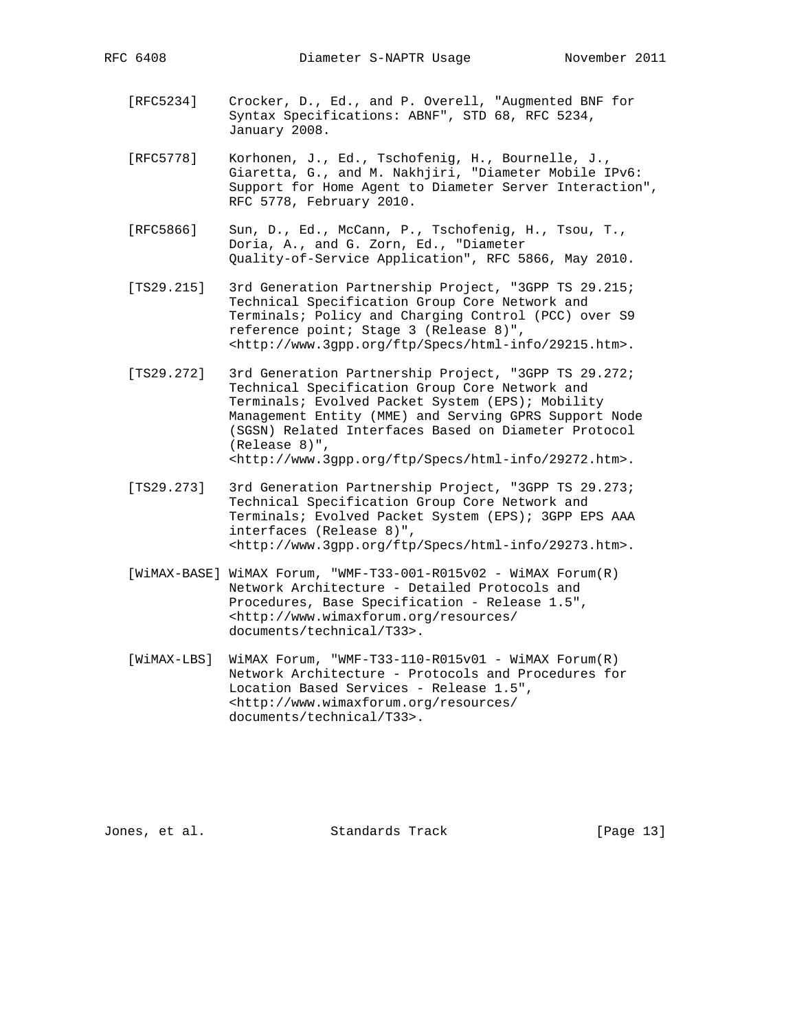[RFC5234] Crocker, D., Ed., and P. Overell, "Augmented BNF for Syntax Specifications: ABNF", STD 68, RFC 5234, January 2008.

[RFC5778] Korhonen, J., Ed., Tschofenig, H., Bournelle, J., Giaretta, G., and M. Nakhjiri, "Diameter Mobile IPv6: Support for Home Agent to Diameter Server Interaction", RFC 5778, February 2010.

[RFC5866] Sun, D., Ed., McCann, P., Tschofenig, H., Tsou, T., Doria, A., and G. Zorn, Ed., "Diameter Quality-of-Service Application", RFC 5866, May 2010.

[TS29.215] 3rd Generation Partnership Project, "3GPP TS 29.215; Technical Specification Group Core Network and Terminals; Policy and Charging Control (PCC) over S9 reference point; Stage 3 (Release 8)", <http://www.3gpp.org/ftp/Specs/html-info/29215.htm>.

[TS29.272] 3rd Generation Partnership Project, "3GPP TS 29.272; Technical Specification Group Core Network and Terminals; Evolved Packet System (EPS); Mobility Management Entity (MME) and Serving GPRS Support Node (SGSN) Related Interfaces Based on Diameter Protocol (Release 8)", <http://www.3gpp.org/ftp/Specs/html-info/29272.htm>.

[TS29.273] 3rd Generation Partnership Project, "3GPP TS 29.273; Technical Specification Group Core Network and Terminals; Evolved Packet System (EPS); 3GPP EPS AAA interfaces (Release 8)", <http://www.3gpp.org/ftp/Specs/html-info/29273.htm>.

[WiMAX-BASE] WiMAX Forum, "WMF-T33-001-R015v02 - WiMAX Forum(R) Network Architecture - Detailed Protocols and Procedures, Base Specification - Release 1.5", <http://www.wimaxforum.org/resources/documents/technical/T33>.

[WiMAX-LBS] WiMAX Forum, "WMF-T33-110-R015v01 - WiMAX Forum(R) Network Architecture - Protocols and Procedures for Location Based Services - Release 1.5", <http://www.wimaxforum.org/resources/documents/technical/T33>.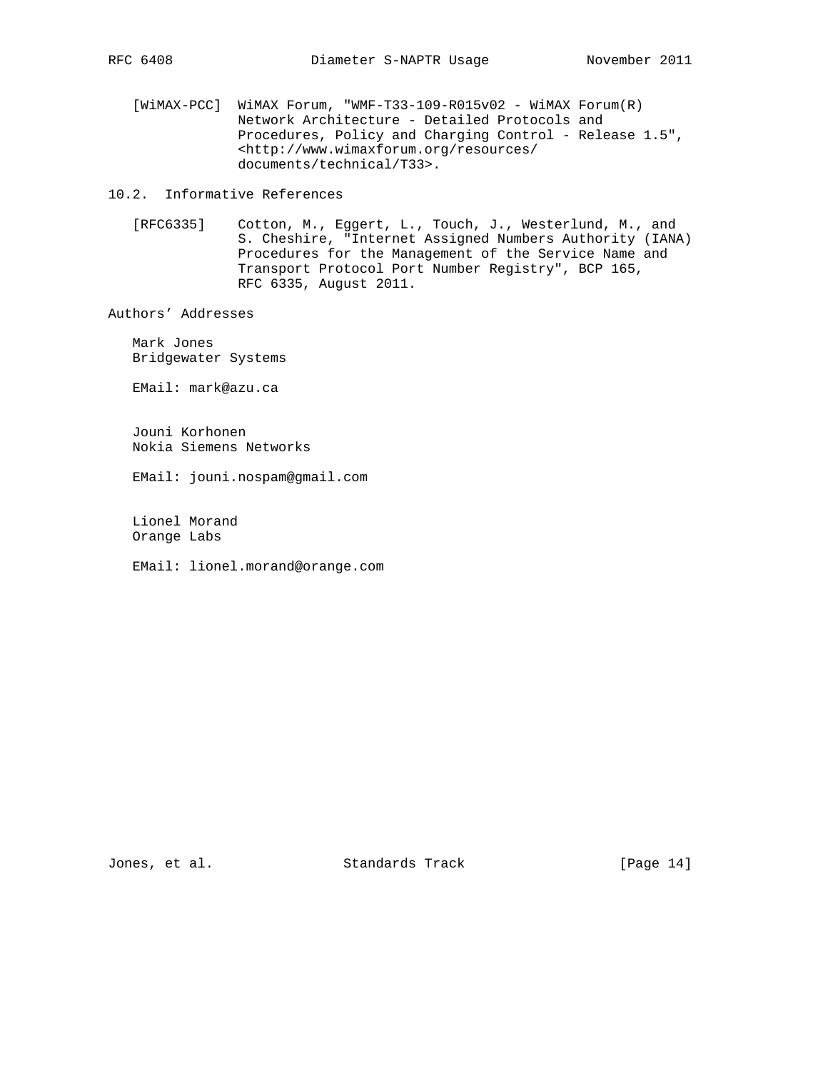[WiMAX-PCC] WiMAX Forum, "WMF-T33-109-R015v02 - WiMAX Forum(R) Network Architecture - Detailed Protocols and Procedures, Policy and Charging Control - Release 1.5", <http://www.wimaxforum.org/resources/documents/technical/T33>.

## 10.2. Informative References

[RFC6335] Cotton, M., Eggert, L., Touch, J., Westerlund, M., and S. Cheshire, "Internet Assigned Numbers Authority (IANA) Procedures for the Management of the Service Name and Transport Protocol Port Number Registry", BCP 165, RFC 6335, August 2011.

## Authors' Addresses

Mark Jones
Bridgewater Systems

EMail: mark@azu.ca

Jouni Korhonen
Nokia Siemens Networks

EMail: jouni.nospam@gmail.com

Lionel Morand
Orange Labs

EMail: lionel.morand@orange.com